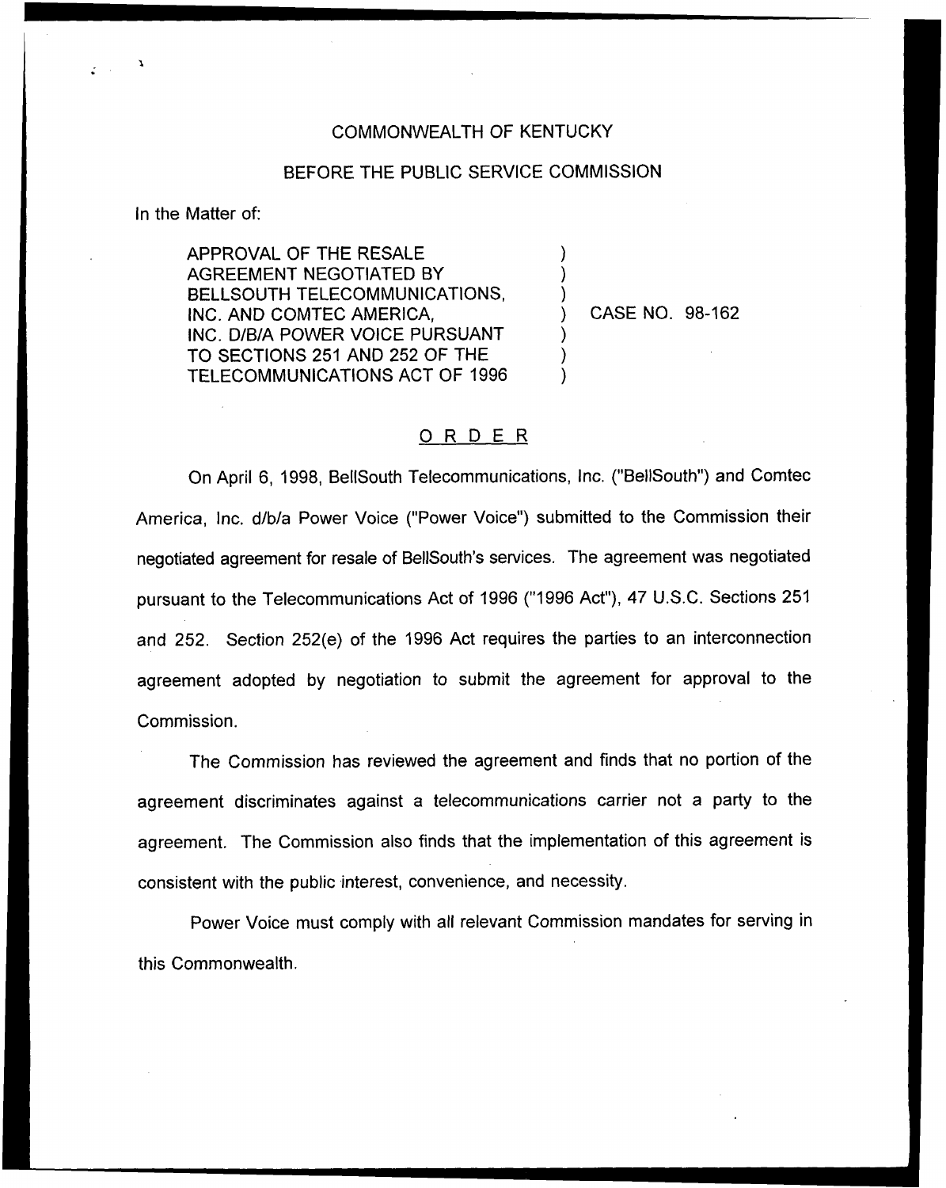COMMONWEALTH OF KENTUCKY

BEFORE THE PUBLIC SERVICE COMMISSION

In the Matter of:

APPROVAL OF THE RESALE AGREEMENT NEGOTIATED BY BELLSOUTH TELECOMMUNICATIONS, INC. AND COMTEC AMERICA, INC. D/B/A POWER VOICE PURSUANT TO SECTIONS 251 AND 252 OF THE TELECOMMUNICATIONS ACT OF 1996 ) CASE NO. 98-162

O R D E R

On April 6, 1998, BellSouth Telecommunications, Inc. ("BellSouth") and Comtec America, Inc. d/b/a Power Voice ("Power Voice") submitted to the Commission their negotiated agreement for resale of BellSouth's services. The agreement was negotiated pursuant to the Telecommunications Act of 1996 ("1996 Act"), 47 U.S.C. Sections 251 and 252. Section 252(e) of the 1996 Act requires the parties to an interconnection agreement adopted by negotiation to submit the agreement for approval to the Commission.

The Commission has reviewed the agreement and finds that no portion of the agreement discriminates against a telecommunications carrier not a party to the agreement. The Commission also finds that the implementation of this agreement is consistent with the public interest, convenience, and necessity.

Power Voice must comply with all relevant Commission mandates for serving in this Commonwealth.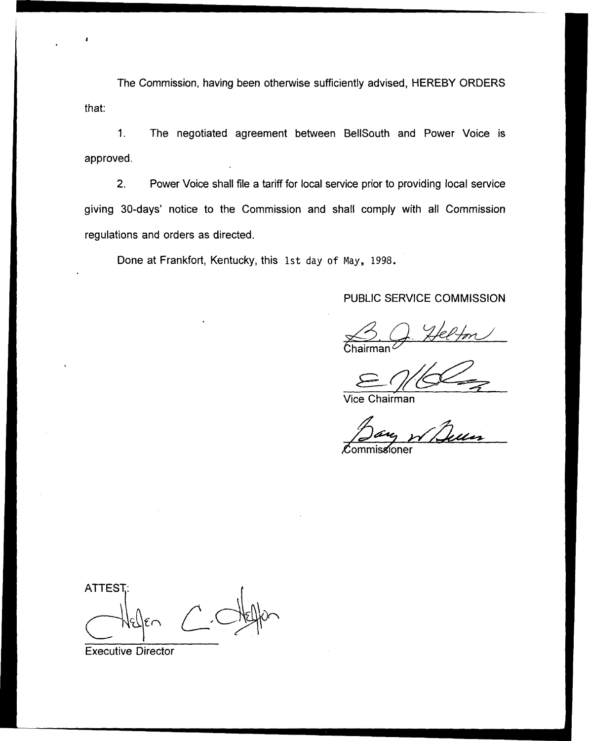The Commission, having been otherwise sufficiently advised, HEREBY ORDERS that:

1. The negotiated agreement between BellSouth and Power Voice is approved.

2. Power Voice shall file a tariff for local service prior to providing local service giving 30-days' notice to the Commission and shall comply with all Commission regulations and orders as directed.

Done at Frankfort, Kentucky, this 1st day of May, 1998.

PUBLIC SERVICE COMMISSION

Chairman

Vice Chairman

Commissioner

ATTEST:

Executive Director